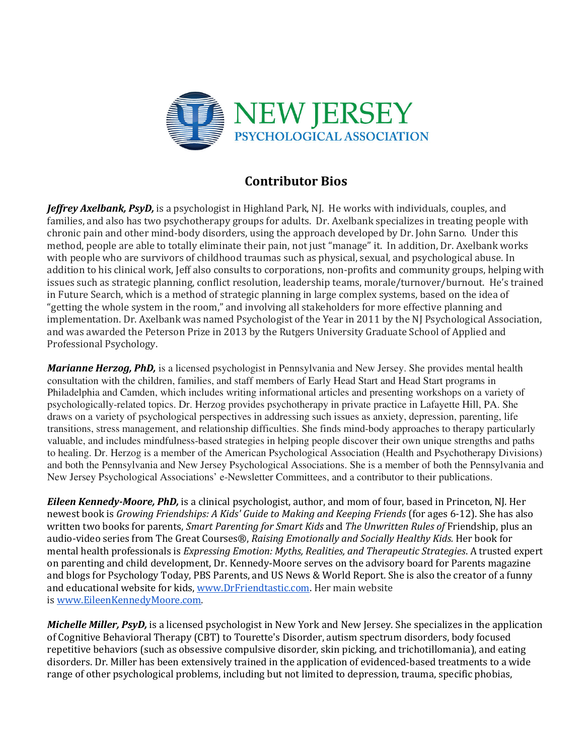NEW JERSEY
PSYCHOLOGICAL ASSOCIATION

## Contributor Bios

***Jeffrey Axelbank, PsyD,*** is a psychologist in Highland Park, NJ. He works with individuals, couples, and families, and also has two psychotherapy groups for adults. Dr. Axelbank specializes in treating people with chronic pain and other mind-body disorders, using the approach developed by Dr. John Sarno. Under this method, people are able to totally eliminate their pain, not just "manage" it. In addition, Dr. Axelbank works with people who are survivors of childhood traumas such as physical, sexual, and psychological abuse. In addition to his clinical work, Jeff also consults to corporations, non-profits and community groups, helping with issues such as strategic planning, conflict resolution, leadership teams, morale/turnover/burnout. He's trained in Future Search, which is a method of strategic planning in large complex systems, based on the idea of "getting the whole system in the room," and involving all stakeholders for more effective planning and implementation. Dr. Axelbank was named Psychologist of the Year in 2011 by the NJ Psychological Association, and was awarded the Peterson Prize in 2013 by the Rutgers University Graduate School of Applied and Professional Psychology.

***Marianne Herzog, PhD,*** is a licensed psychologist in Pennsylvania and New Jersey. She provides mental health consultation with the children, families, and staff members of Early Head Start and Head Start programs in Philadelphia and Camden, which includes writing informational articles and presenting workshops on a variety of psychologically-related topics. Dr. Herzog provides psychotherapy in private practice in Lafayette Hill, PA. She draws on a variety of psychological perspectives in addressing such issues as anxiety, depression, parenting, life transitions, stress management, and relationship difficulties. She finds mind-body approaches to therapy particularly valuable, and includes mindfulness-based strategies in helping people discover their own unique strengths and paths to healing. Dr. Herzog is a member of the American Psychological Association (Health and Psychotherapy Divisions) and both the Pennsylvania and New Jersey Psychological Associations. She is a member of both the Pennsylvania and New Jersey Psychological Associations' e-Newsletter Committees, and a contributor to their publications.

***Eileen Kennedy-Moore, PhD,*** is a clinical psychologist, author, and mom of four, based in Princeton, NJ. Her newest book is *Growing Friendships: A Kids' Guide to Making and Keeping Friends* (for ages 6-12). She has also written two books for parents, *Smart Parenting for Smart Kids* and *The Unwritten Rules of* Friendship, plus an audio-video series from The Great Courses®, *Raising Emotionally and Socially Healthy Kids.* Her book for mental health professionals is *Expressing Emotion: Myths, Realities, and Therapeutic Strategies*. A trusted expert on parenting and child development, Dr. Kennedy-Moore serves on the advisory board for Parents magazine and blogs for Psychology Today, PBS Parents, and US News & World Report. She is also the creator of a funny and educational website for kids, [www.DrFriendtastic.com](http://www.DrFriendtastic.com). Her main website is [www.EileenKennedyMoore.com](http://www.EileenKennedyMoore.com).

***Michelle Miller, PsyD,*** is a licensed psychologist in New York and New Jersey. She specializes in the application of Cognitive Behavioral Therapy (CBT) to Tourette's Disorder, autism spectrum disorders, body focused repetitive behaviors (such as obsessive compulsive disorder, skin picking, and trichotillomania), and eating disorders. Dr. Miller has been extensively trained in the application of evidenced-based treatments to a wide range of other psychological problems, including but not limited to depression, trauma, specific phobias,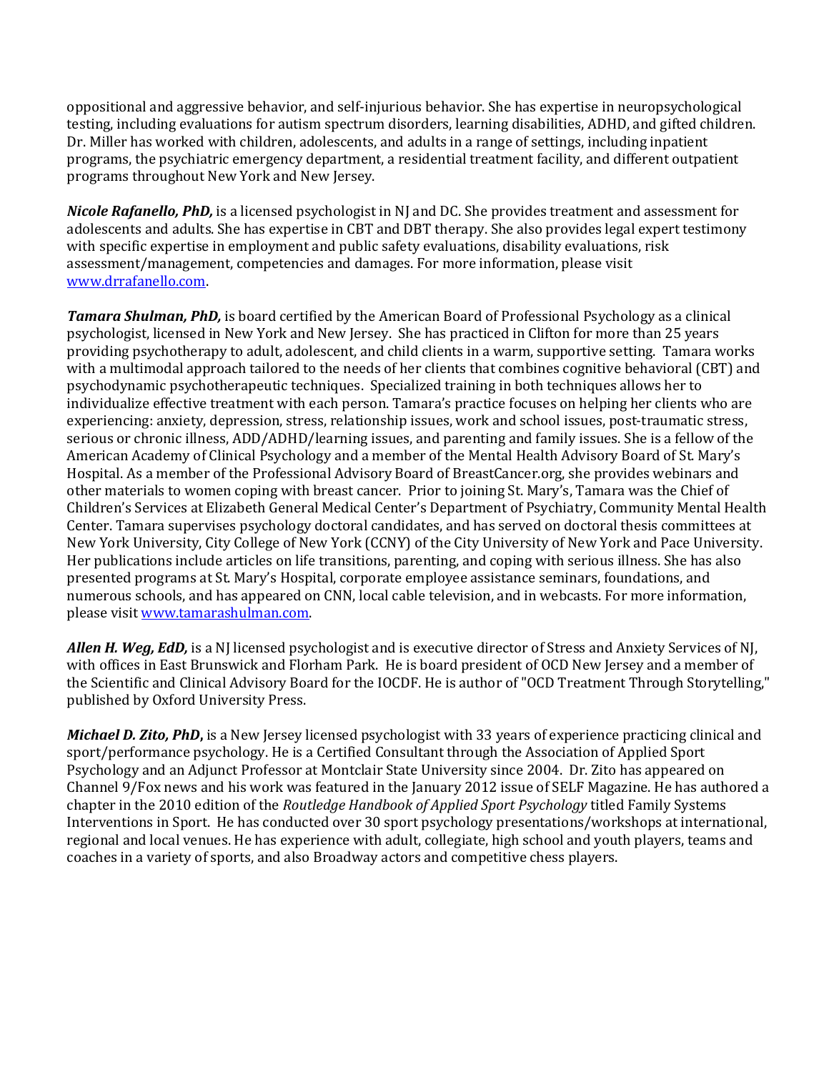oppositional and aggressive behavior, and self-injurious behavior. She has expertise in neuropsychological testing, including evaluations for autism spectrum disorders, learning disabilities, ADHD, and gifted children. Dr. Miller has worked with children, adolescents, and adults in a range of settings, including inpatient programs, the psychiatric emergency department, a residential treatment facility, and different outpatient programs throughout New York and New Jersey.

***Nicole Rafanello, PhD,*** is a licensed psychologist in NJ and DC. She provides treatment and assessment for adolescents and adults. She has expertise in CBT and DBT therapy. She also provides legal expert testimony with specific expertise in employment and public safety evaluations, disability evaluations, risk assessment/management, competencies and damages. For more information, please visit [www.drrafanello.com](www.drrafanello.com).

***Tamara Shulman, PhD,*** is board certified by the American Board of Professional Psychology as a clinical psychologist, licensed in New York and New Jersey. She has practiced in Clifton for more than 25 years providing psychotherapy to adult, adolescent, and child clients in a warm, supportive setting. Tamara works with a multimodal approach tailored to the needs of her clients that combines cognitive behavioral (CBT) and psychodynamic psychotherapeutic techniques. Specialized training in both techniques allows her to individualize effective treatment with each person. Tamara's practice focuses on helping her clients who are experiencing: anxiety, depression, stress, relationship issues, work and school issues, post-traumatic stress, serious or chronic illness, ADD/ADHD/learning issues, and parenting and family issues. She is a fellow of the American Academy of Clinical Psychology and a member of the Mental Health Advisory Board of St. Mary's Hospital. As a member of the Professional Advisory Board of BreastCancer.org, she provides webinars and other materials to women coping with breast cancer. Prior to joining St. Mary's, Tamara was the Chief of Children's Services at Elizabeth General Medical Center's Department of Psychiatry, Community Mental Health Center. Tamara supervises psychology doctoral candidates, and has served on doctoral thesis committees at New York University, City College of New York (CCNY) of the City University of New York and Pace University. Her publications include articles on life transitions, parenting, and coping with serious illness. She has also presented programs at St. Mary's Hospital, corporate employee assistance seminars, foundations, and numerous schools, and has appeared on CNN, local cable television, and in webcasts. For more information, please visit [www.tamarashulman.com](www.tamarashulman.com).

***Allen H. Weg, EdD,*** is a NJ licensed psychologist and is executive director of Stress and Anxiety Services of NJ, with offices in East Brunswick and Florham Park. He is board president of OCD New Jersey and a member of the Scientific and Clinical Advisory Board for the IOCDF. He is author of "OCD Treatment Through Storytelling," published by Oxford University Press.

***Michael D. Zito, PhD*,** is a New Jersey licensed psychologist with 33 years of experience practicing clinical and sport/performance psychology. He is a Certified Consultant through the Association of Applied Sport Psychology and an Adjunct Professor at Montclair State University since 2004. Dr. Zito has appeared on Channel 9/Fox news and his work was featured in the January 2012 issue of SELF Magazine. He has authored a chapter in the 2010 edition of the *Routledge Handbook of Applied Sport Psychology* titled Family Systems Interventions in Sport. He has conducted over 30 sport psychology presentations/workshops at international, regional and local venues. He has experience with adult, collegiate, high school and youth players, teams and coaches in a variety of sports, and also Broadway actors and competitive chess players.